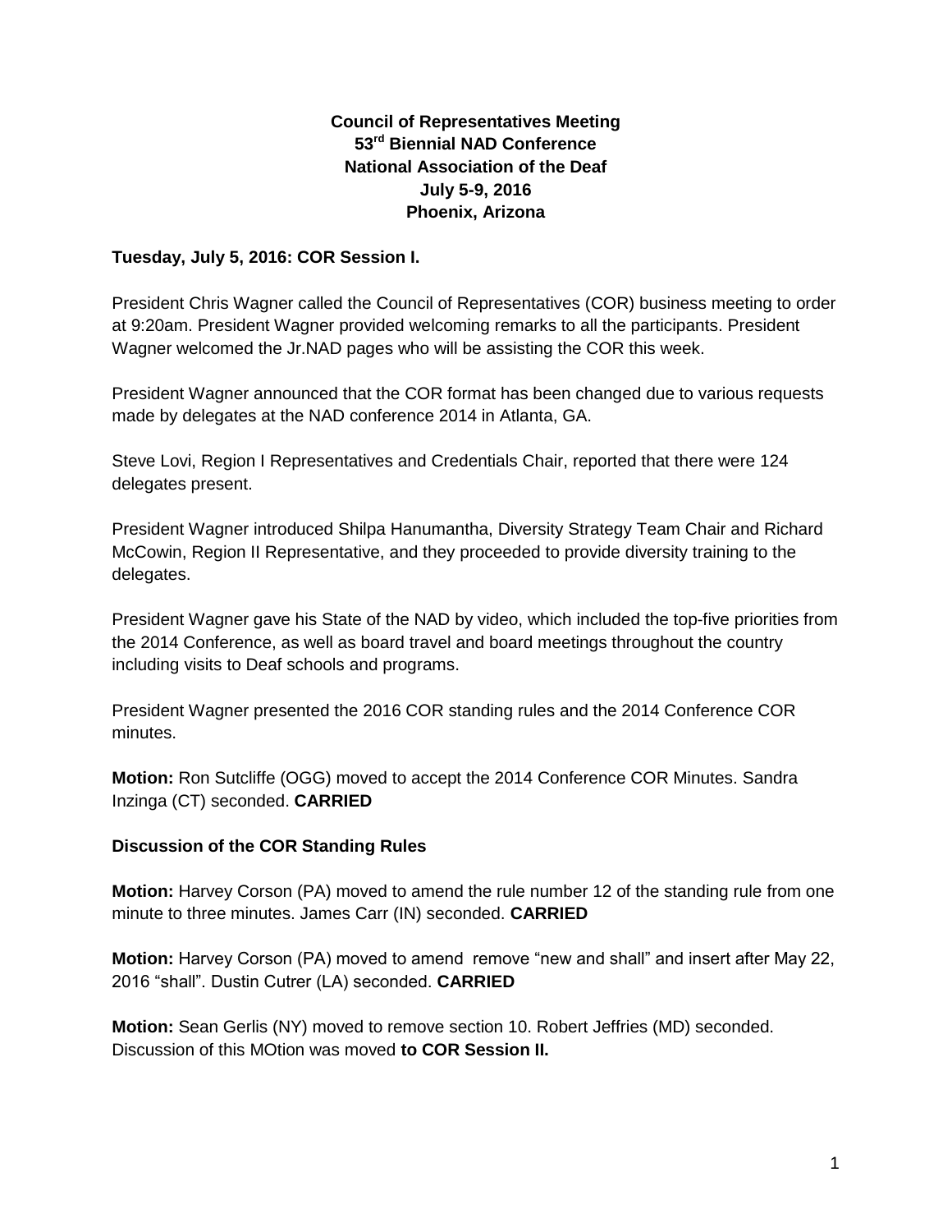**Council of Representatives Meeting**
**53rd Biennial NAD Conference**
**National Association of the Deaf**
**July 5-9, 2016**
**Phoenix, Arizona**

**Tuesday, July 5, 2016: COR Session I.**

President Chris Wagner called the Council of Representatives (COR) business meeting to order at 9:20am. President Wagner provided welcoming remarks to all the participants. President Wagner welcomed the Jr.NAD pages who will be assisting the COR this week.

President Wagner announced that the COR format has been changed due to various requests made by delegates at the NAD conference 2014 in Atlanta, GA.

Steve Lovi, Region I Representatives and Credentials Chair, reported that there were 124 delegates present.

President Wagner introduced Shilpa Hanumantha, Diversity Strategy Team Chair and Richard McCowin, Region II Representative, and they proceeded to provide diversity training to the delegates.

President Wagner gave his State of the NAD by video, which included the top-five priorities from the 2014 Conference, as well as board travel and board meetings throughout the country including visits to Deaf schools and programs.

President Wagner presented the 2016 COR standing rules and the 2014 Conference COR minutes.

**Motion:** Ron Sutcliffe (OGG) moved to accept the 2014 Conference COR Minutes. Sandra Inzinga (CT) seconded. **CARRIED**

**Discussion of the COR Standing Rules**

**Motion:** Harvey Corson (PA) moved to amend the rule number 12 of the standing rule from one minute to three minutes. James Carr (IN) seconded. **CARRIED**

**Motion:** Harvey Corson (PA) moved to amend remove "new and shall" and insert after May 22, 2016 "shall". Dustin Cutrer (LA) seconded. **CARRIED**

**Motion:** Sean Gerlis (NY) moved to remove section 10. Robert Jeffries (MD) seconded. Discussion of this MOtion was moved **to COR Session II.**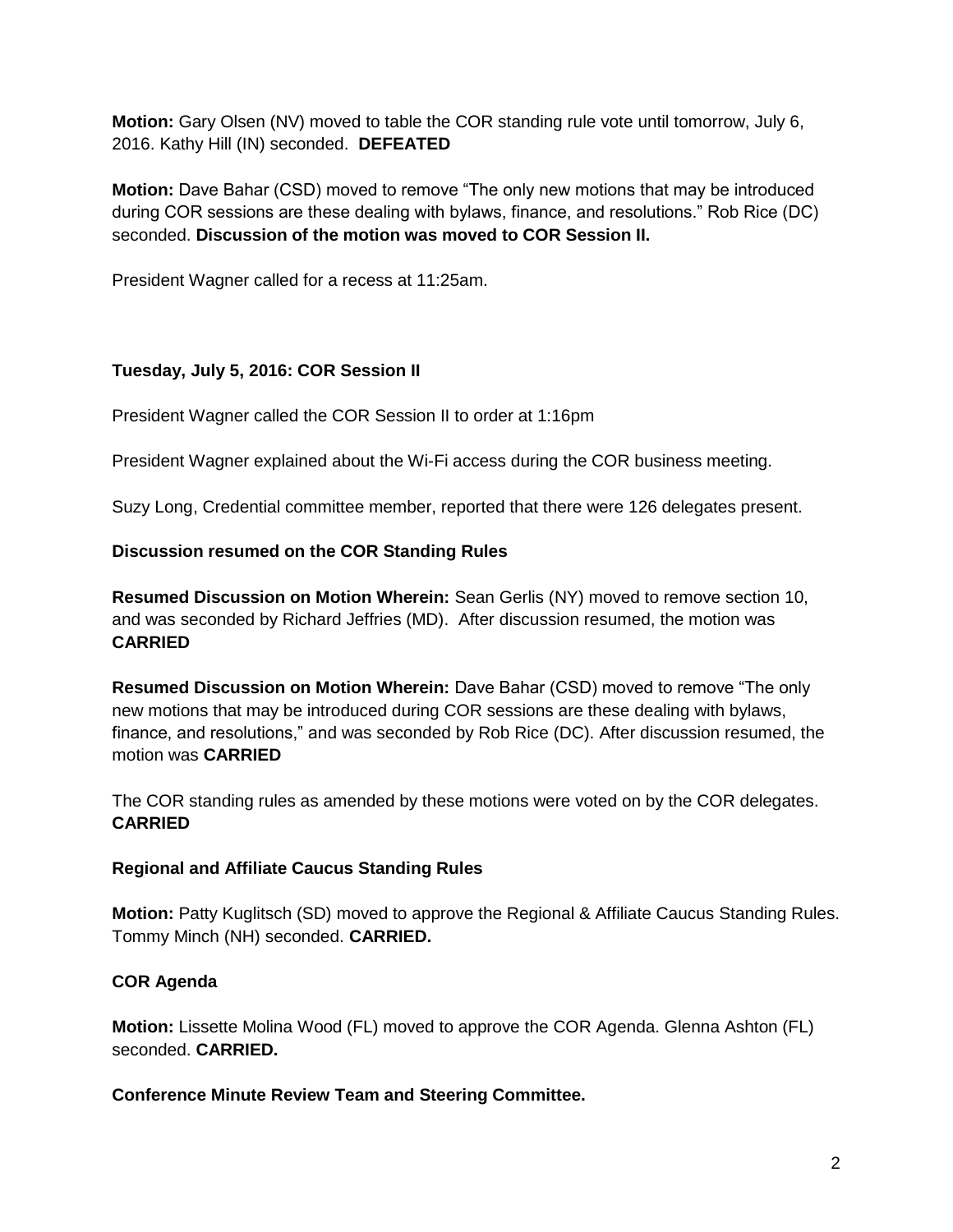**Motion:** Gary Olsen (NV) moved to table the COR standing rule vote until tomorrow, July 6, 2016. Kathy Hill (IN) seconded. **DEFEATED**

**Motion:** Dave Bahar (CSD) moved to remove "The only new motions that may be introduced during COR sessions are these dealing with bylaws, finance, and resolutions." Rob Rice (DC) seconded. **Discussion of the motion was moved to COR Session II.**

President Wagner called for a recess at 11:25am.

**Tuesday, July 5, 2016: COR Session II**

President Wagner called the COR Session II to order at 1:16pm

President Wagner explained about the Wi-Fi access during the COR business meeting.

Suzy Long, Credential committee member, reported that there were 126 delegates present.

**Discussion resumed on the COR Standing Rules**

**Resumed Discussion on Motion Wherein:** Sean Gerlis (NY) moved to remove section 10, and was seconded by Richard Jeffries (MD). After discussion resumed, the motion was **CARRIED**

**Resumed Discussion on Motion Wherein:** Dave Bahar (CSD) moved to remove "The only new motions that may be introduced during COR sessions are these dealing with bylaws, finance, and resolutions," and was seconded by Rob Rice (DC). After discussion resumed, the motion was **CARRIED**

The COR standing rules as amended by these motions were voted on by the COR delegates. **CARRIED**

**Regional and Affiliate Caucus Standing Rules**

**Motion:** Patty Kuglitsch (SD) moved to approve the Regional & Affiliate Caucus Standing Rules. Tommy Minch (NH) seconded. **CARRIED.**

**COR Agenda**

**Motion:** Lissette Molina Wood (FL) moved to approve the COR Agenda. Glenna Ashton (FL) seconded. **CARRIED.**

**Conference Minute Review Team and Steering Committee.**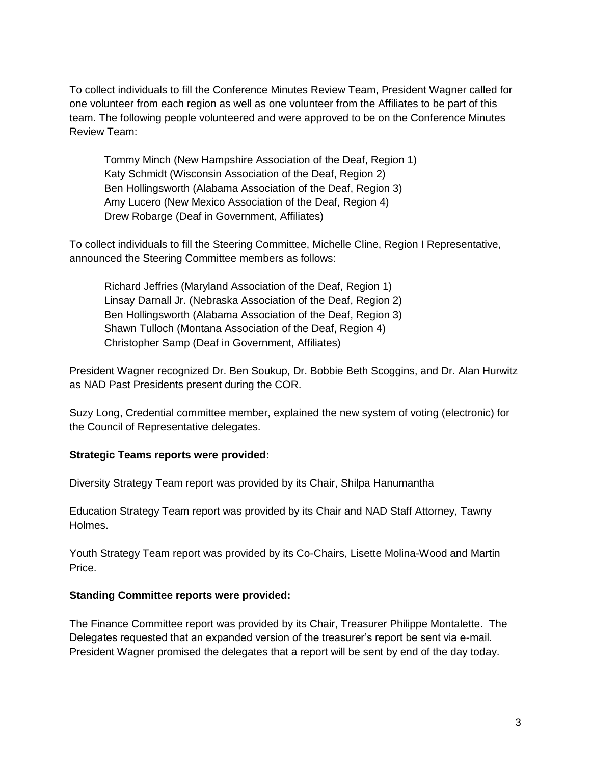To collect individuals to fill the Conference Minutes Review Team, President Wagner called for one volunteer from each region as well as one volunteer from the Affiliates to be part of this team. The following people volunteered and were approved to be on the Conference Minutes Review Team:

Tommy Minch (New Hampshire Association of the Deaf, Region 1)  
Katy Schmidt (Wisconsin Association of the Deaf, Region 2)  
Ben Hollingsworth (Alabama Association of the Deaf, Region 3)  
Amy Lucero (New Mexico Association of the Deaf, Region 4)  
Drew Robarge (Deaf in Government, Affiliates)

To collect individuals to fill the Steering Committee, Michelle Cline, Region I Representative, announced the Steering Committee members as follows:

Richard Jeffries (Maryland Association of the Deaf, Region 1)  
Linsay Darnall Jr. (Nebraska Association of the Deaf, Region 2)  
Ben Hollingsworth (Alabama Association of the Deaf, Region 3)  
Shawn Tulloch (Montana Association of the Deaf, Region 4)  
Christopher Samp (Deaf in Government, Affiliates)

President Wagner recognized Dr. Ben Soukup, Dr. Bobbie Beth Scoggins, and Dr. Alan Hurwitz as NAD Past Presidents present during the COR.

Suzy Long, Credential committee member, explained the new system of voting (electronic) for the Council of Representative delegates.

**Strategic Teams reports were provided:**

Diversity Strategy Team report was provided by its Chair, Shilpa Hanumantha

Education Strategy Team report was provided by its Chair and NAD Staff Attorney, Tawny Holmes.

Youth Strategy Team report was provided by its Co-Chairs, Lisette Molina-Wood and Martin Price.

**Standing Committee reports were provided:**

The Finance Committee report was provided by its Chair, Treasurer Philippe Montalette. The Delegates requested that an expanded version of the treasurer's report be sent via e-mail. President Wagner promised the delegates that a report will be sent by end of the day today.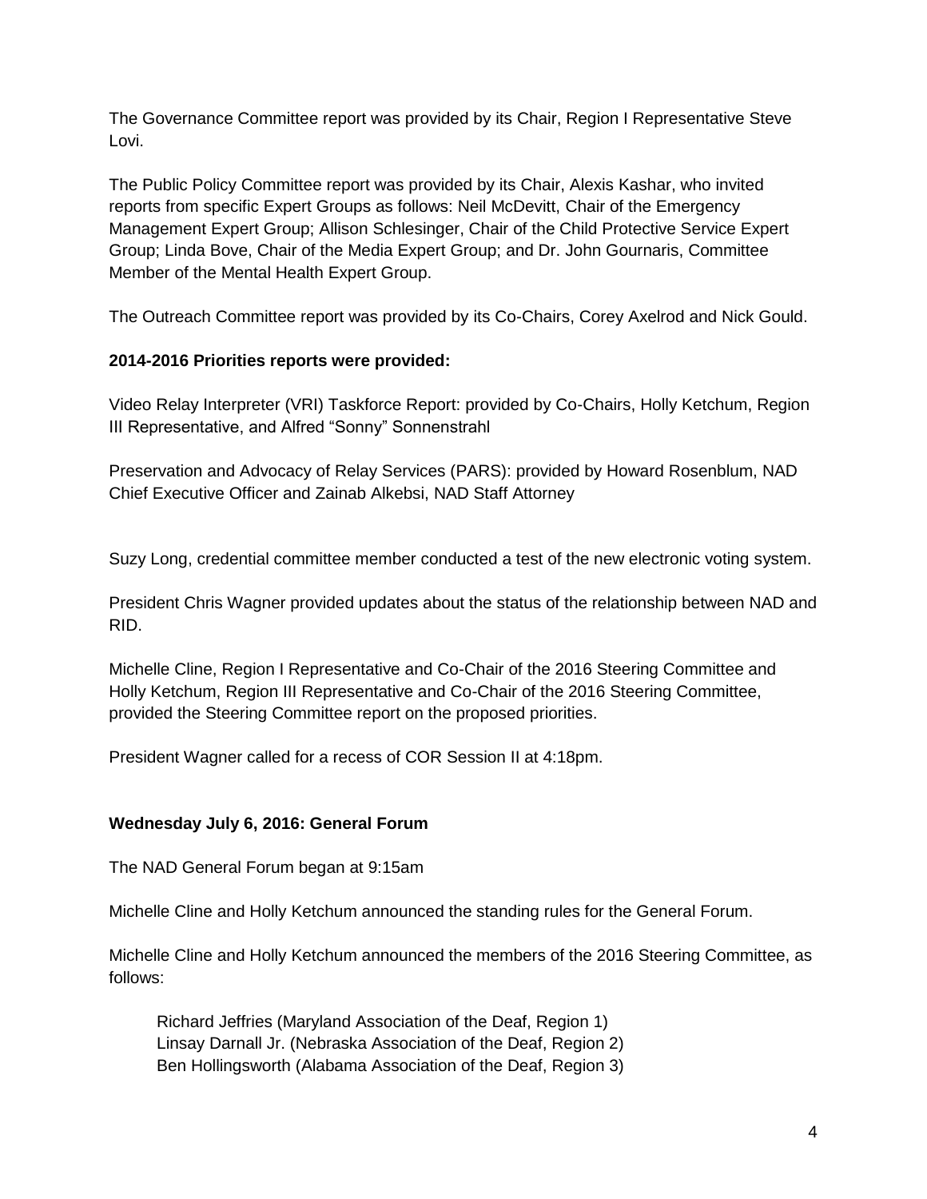The Governance Committee report was provided by its Chair, Region I Representative Steve Lovi.

The Public Policy Committee report was provided by its Chair, Alexis Kashar, who invited reports from specific Expert Groups as follows: Neil McDevitt, Chair of the Emergency Management Expert Group; Allison Schlesinger, Chair of the Child Protective Service Expert Group; Linda Bove, Chair of the Media Expert Group; and Dr. John Gournaris, Committee Member of the Mental Health Expert Group.

The Outreach Committee report was provided by its Co-Chairs, Corey Axelrod and Nick Gould.

**2014-2016 Priorities reports were provided:**

Video Relay Interpreter (VRI) Taskforce Report: provided by Co-Chairs, Holly Ketchum, Region III Representative, and Alfred "Sonny" Sonnenstrahl

Preservation and Advocacy of Relay Services (PARS): provided by Howard Rosenblum, NAD Chief Executive Officer and Zainab Alkebsi, NAD Staff Attorney

Suzy Long, credential committee member conducted a test of the new electronic voting system.

President Chris Wagner provided updates about the status of the relationship between NAD and RID.

Michelle Cline, Region I Representative and Co-Chair of the 2016 Steering Committee and Holly Ketchum, Region III Representative and Co-Chair of the 2016 Steering Committee, provided the Steering Committee report on the proposed priorities.

President Wagner called for a recess of COR Session II at 4:18pm.

**Wednesday July 6, 2016: General Forum**

The NAD General Forum began at 9:15am

Michelle Cline and Holly Ketchum announced the standing rules for the General Forum.

Michelle Cline and Holly Ketchum announced the members of the 2016 Steering Committee, as follows:

Richard Jeffries (Maryland Association of the Deaf, Region 1)
Linsay Darnall Jr. (Nebraska Association of the Deaf, Region 2)
Ben Hollingsworth (Alabama Association of the Deaf, Region 3)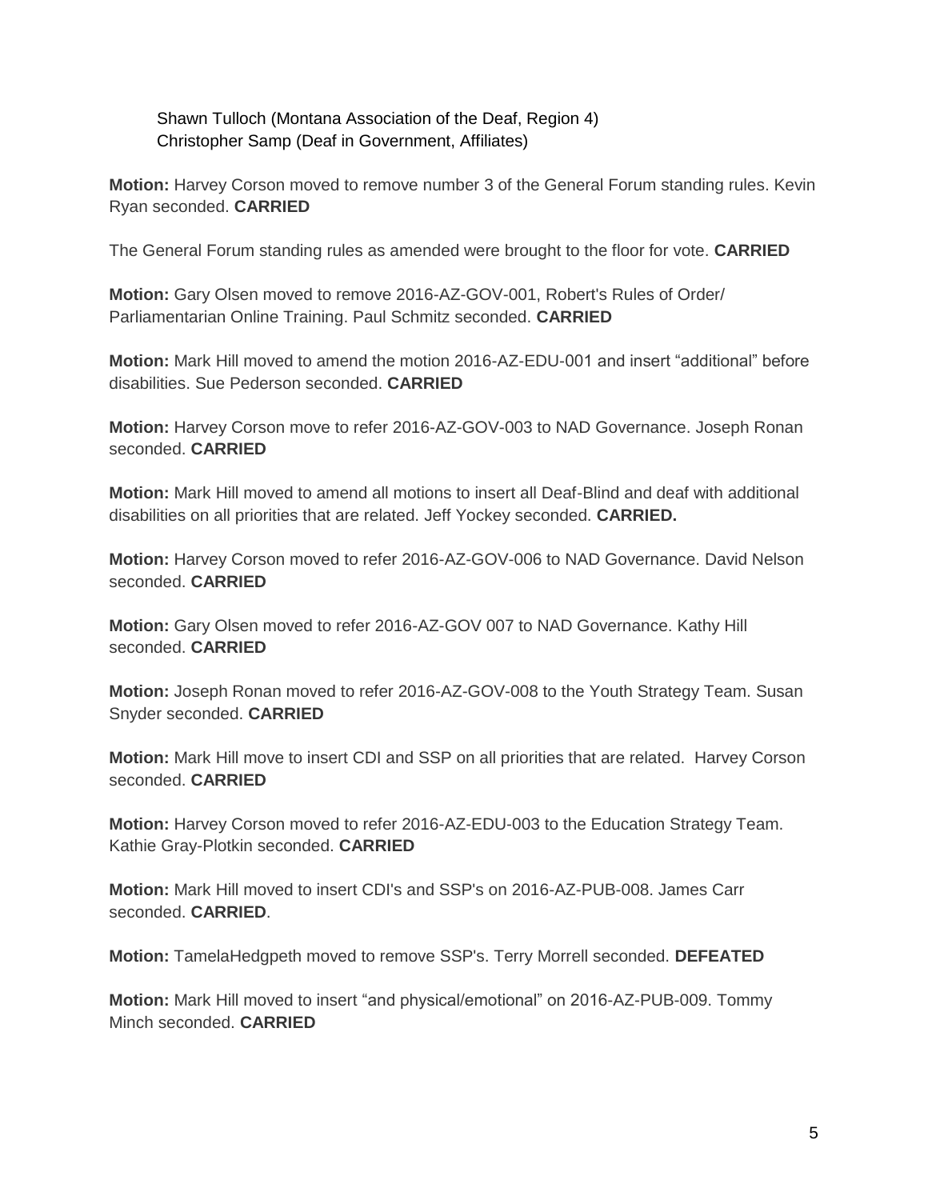Shawn Tulloch (Montana Association of the Deaf, Region 4)
Christopher Samp (Deaf in Government, Affiliates)

**Motion:** Harvey Corson moved to remove number 3 of the General Forum standing rules. Kevin Ryan seconded. **CARRIED**

The General Forum standing rules as amended were brought to the floor for vote. **CARRIED**

**Motion:** Gary Olsen moved to remove 2016-AZ-GOV-001, Robert's Rules of Order/ Parliamentarian Online Training. Paul Schmitz seconded. **CARRIED**

**Motion:** Mark Hill moved to amend the motion 2016-AZ-EDU-001 and insert "additional" before disabilities. Sue Pederson seconded. **CARRIED**

**Motion:** Harvey Corson move to refer 2016-AZ-GOV-003 to NAD Governance. Joseph Ronan seconded. **CARRIED**

**Motion:** Mark Hill moved to amend all motions to insert all Deaf-Blind and deaf with additional disabilities on all priorities that are related. Jeff Yockey seconded. **CARRIED.**

**Motion:** Harvey Corson moved to refer 2016-AZ-GOV-006 to NAD Governance. David Nelson seconded. **CARRIED**

**Motion:** Gary Olsen moved to refer 2016-AZ-GOV 007 to NAD Governance. Kathy Hill seconded. **CARRIED**

**Motion:** Joseph Ronan moved to refer 2016-AZ-GOV-008 to the Youth Strategy Team. Susan Snyder seconded. **CARRIED**

**Motion:** Mark Hill move to insert CDI and SSP on all priorities that are related. Harvey Corson seconded. **CARRIED**

**Motion:** Harvey Corson moved to refer 2016-AZ-EDU-003 to the Education Strategy Team. Kathie Gray-Plotkin seconded. **CARRIED**

**Motion:** Mark Hill moved to insert CDI's and SSP's on 2016-AZ-PUB-008. James Carr seconded. **CARRIED**.

**Motion:** TamelaHedgpeth moved to remove SSP's. Terry Morrell seconded. **DEFEATED**

**Motion:** Mark Hill moved to insert "and physical/emotional" on 2016-AZ-PUB-009. Tommy Minch seconded. **CARRIED**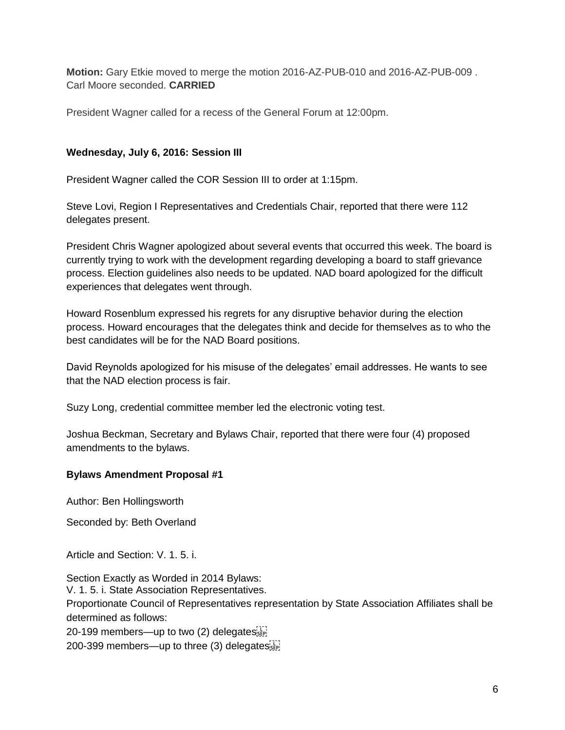**Motion:** Gary Etkie moved to merge the motion 2016-AZ-PUB-010 and 2016-AZ-PUB-009 . Carl Moore seconded. **CARRIED**

President Wagner called for a recess of the General Forum at 12:00pm.

**Wednesday, July 6, 2016: Session III**

President Wagner called the COR Session III to order at 1:15pm.

Steve Lovi, Region I Representatives and Credentials Chair, reported that there were 112 delegates present.

President Chris Wagner apologized about several events that occurred this week. The board is currently trying to work with the development regarding developing a board to staff grievance process. Election guidelines also needs to be updated. NAD board apologized for the difficult experiences that delegates went through.

Howard Rosenblum expressed his regrets for any disruptive behavior during the election process. Howard encourages that the delegates think and decide for themselves as to who the best candidates will be for the NAD Board positions.

David Reynolds apologized for his misuse of the delegates' email addresses. He wants to see that the NAD election process is fair.

Suzy Long, credential committee member led the electronic voting test.

Joshua Beckman, Secretary and Bylaws Chair, reported that there were four (4) proposed amendments to the bylaws.

**Bylaws Amendment Proposal #1**

Author: Ben Hollingsworth

Seconded by: Beth Overland

Article and Section: V. 1. 5. i.

Section Exactly as Worded in 2014 Bylaws:
V. 1. 5. i. State Association Representatives.
Proportionate Council of Representatives representation by State Association Affiliates shall be determined as follows:
20-199 members—up to two (2) delegates
200-399 members—up to three (3) delegates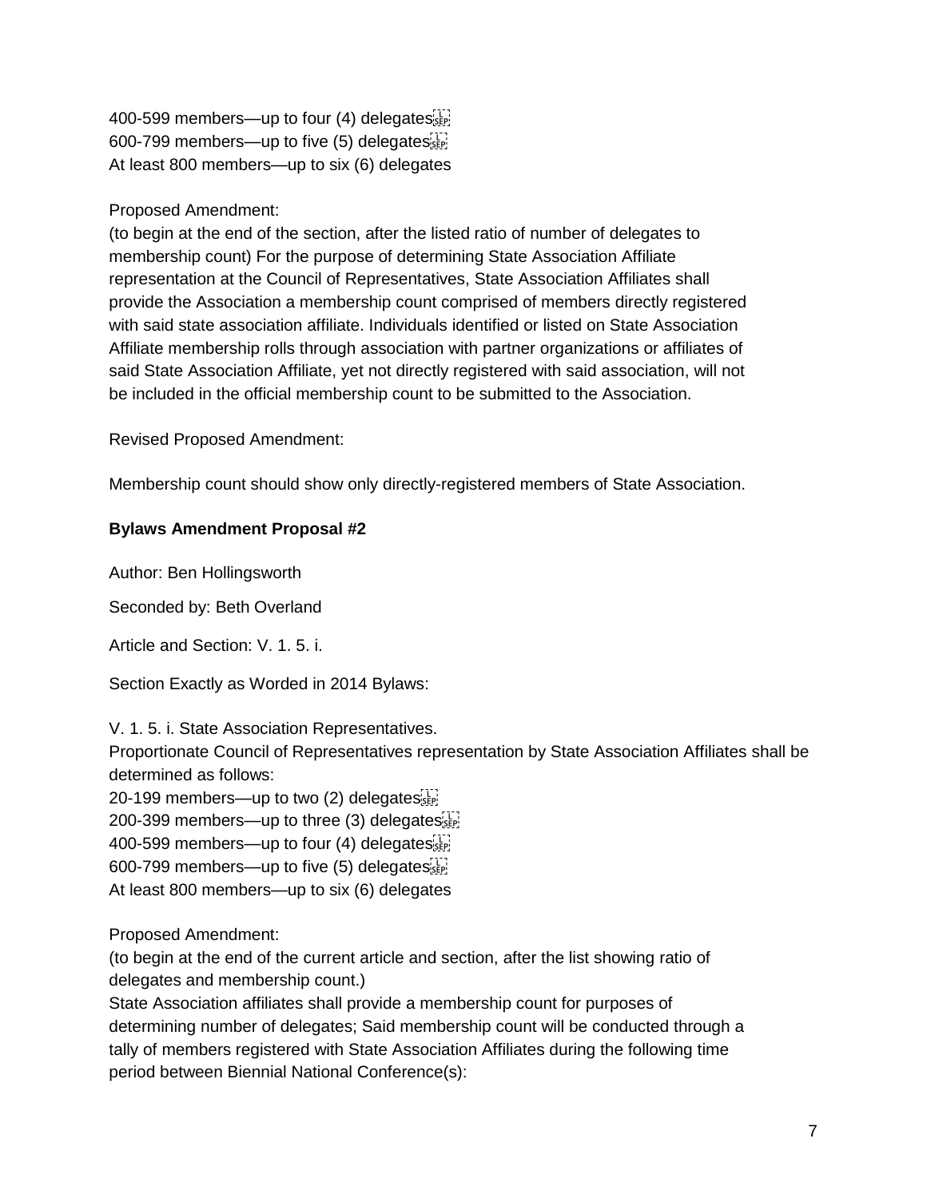400-599 members—up to four (4) delegates
600-799 members—up to five (5) delegates
At least 800 members—up to six (6) delegates

Proposed Amendment:
(to begin at the end of the section, after the listed ratio of number of delegates to membership count) For the purpose of determining State Association Affiliate representation at the Council of Representatives, State Association Affiliates shall provide the Association a membership count comprised of members directly registered with said state association affiliate. Individuals identified or listed on State Association Affiliate membership rolls through association with partner organizations or affiliates of said State Association Affiliate, yet not directly registered with said association, will not be included in the official membership count to be submitted to the Association.

Revised Proposed Amendment:

Membership count should show only directly-registered members of State Association.

**Bylaws Amendment Proposal #2**

Author: Ben Hollingsworth

Seconded by: Beth Overland

Article and Section: V. 1. 5. i.

Section Exactly as Worded in 2014 Bylaws:

V. 1. 5. i. State Association Representatives.
Proportionate Council of Representatives representation by State Association Affiliates shall be determined as follows:
20-199 members—up to two (2) delegates
200-399 members—up to three (3) delegates
400-599 members—up to four (4) delegates
600-799 members—up to five (5) delegates
At least 800 members—up to six (6) delegates

Proposed Amendment:
(to begin at the end of the current article and section, after the list showing ratio of delegates and membership count.)
State Association affiliates shall provide a membership count for purposes of determining number of delegates; Said membership count will be conducted through a tally of members registered with State Association Affiliates during the following time period between Biennial National Conference(s):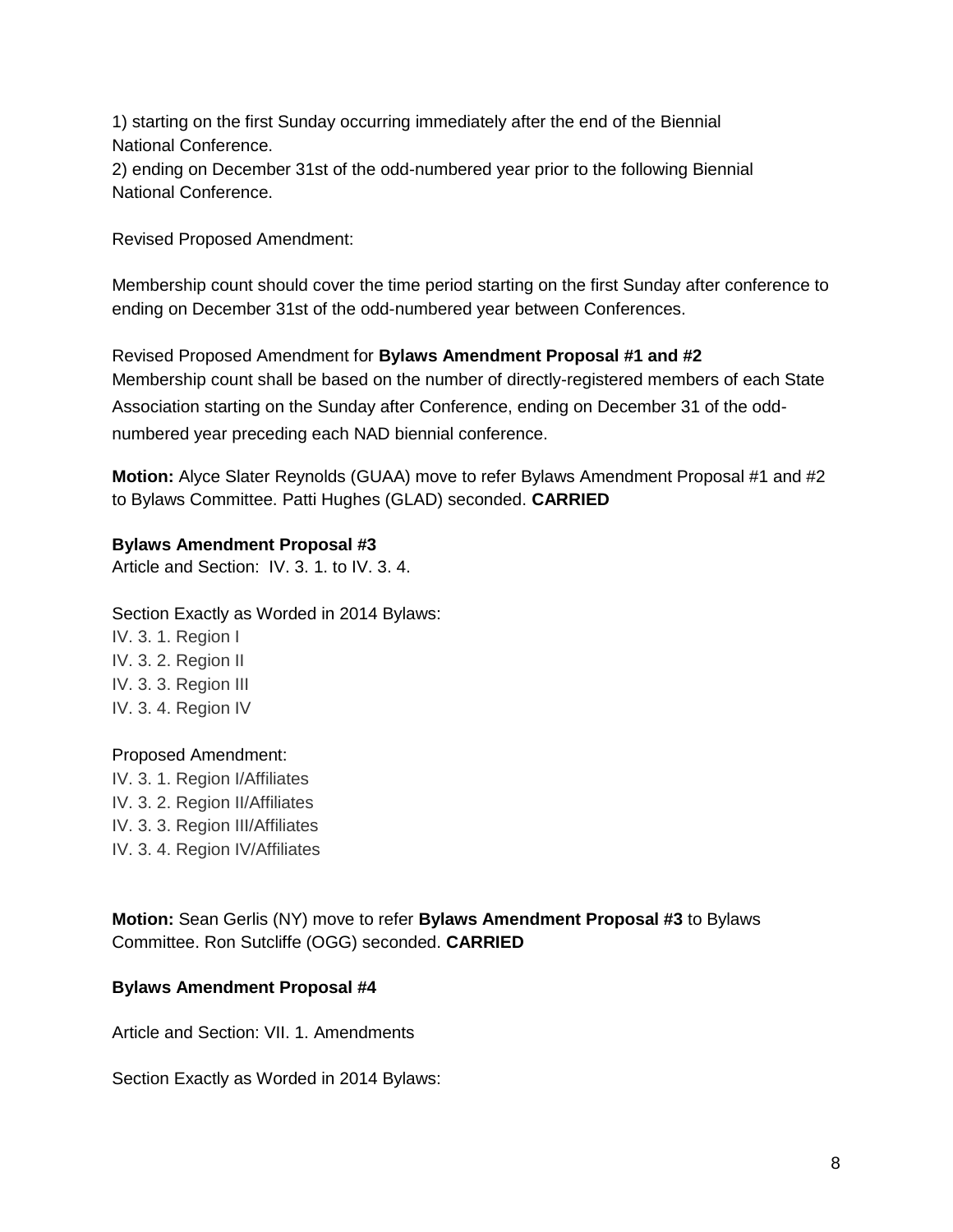1) starting on the first Sunday occurring immediately after the end of the Biennial National Conference.
2) ending on December 31st of the odd-numbered year prior to the following Biennial National Conference.

Revised Proposed Amendment:

Membership count should cover the time period starting on the first Sunday after conference to ending on December 31st of the odd-numbered year between Conferences.

Revised Proposed Amendment for **Bylaws Amendment Proposal #1 and #2**
Membership count shall be based on the number of directly-registered members of each State Association starting on the Sunday after Conference, ending on December 31 of the odd-numbered year preceding each NAD biennial conference.

**Motion:** Alyce Slater Reynolds (GUAA) move to refer Bylaws Amendment Proposal #1 and #2 to Bylaws Committee. Patti Hughes (GLAD) seconded. **CARRIED**

**Bylaws Amendment Proposal #3**
Article and Section: IV. 3. 1. to IV. 3. 4.

Section Exactly as Worded in 2014 Bylaws:
IV. 3. 1. Region I
IV. 3. 2. Region II
IV. 3. 3. Region III
IV. 3. 4. Region IV

Proposed Amendment:
IV. 3. 1. Region I/Affiliates
IV. 3. 2. Region II/Affiliates
IV. 3. 3. Region III/Affiliates
IV. 3. 4. Region IV/Affiliates

**Motion:** Sean Gerlis (NY) move to refer **Bylaws Amendment Proposal #3** to Bylaws Committee. Ron Sutcliffe (OGG) seconded. **CARRIED**

**Bylaws Amendment Proposal #4**

Article and Section: VII. 1. Amendments

Section Exactly as Worded in 2014 Bylaws: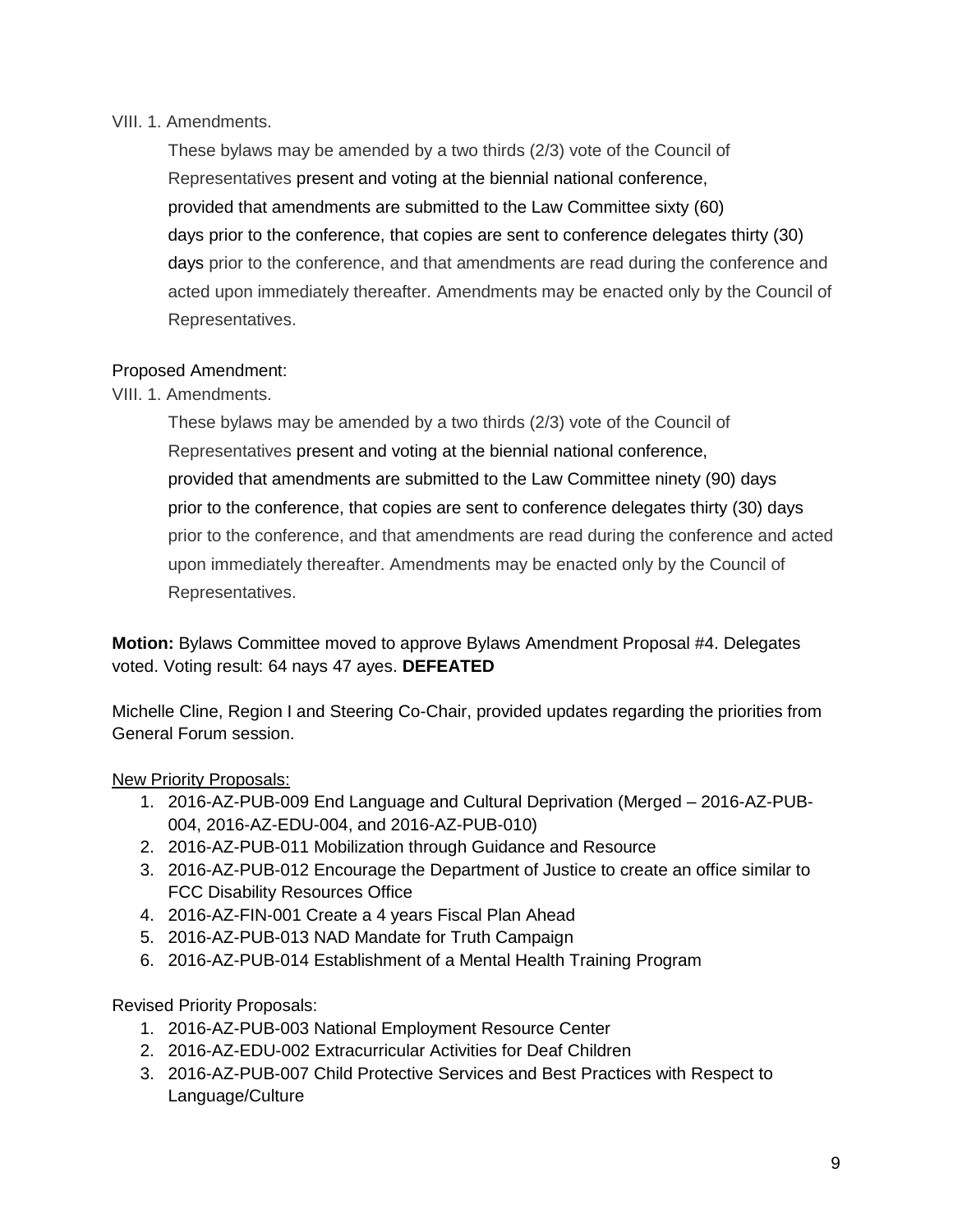VIII. 1. Amendments.

These bylaws may be amended by a two thirds (2/3) vote of the Council of Representatives present and voting at the biennial national conference, provided that amendments are submitted to the Law Committee sixty (60) days prior to the conference, that copies are sent to conference delegates thirty (30) days prior to the conference, and that amendments are read during the conference and acted upon immediately thereafter. Amendments may be enacted only by the Council of Representatives.

Proposed Amendment:

VIII. 1. Amendments.

These bylaws may be amended by a two thirds (2/3) vote of the Council of Representatives present and voting at the biennial national conference, provided that amendments are submitted to the Law Committee ninety (90) days prior to the conference, that copies are sent to conference delegates thirty (30) days prior to the conference, and that amendments are read during the conference and acted upon immediately thereafter. Amendments may be enacted only by the Council of Representatives.

**Motion:** Bylaws Committee moved to approve Bylaws Amendment Proposal #4. Delegates voted. Voting result: 64 nays 47 ayes. **DEFEATED**

Michelle Cline, Region I and Steering Co-Chair, provided updates regarding the priorities from General Forum session.

<u>New Priority Proposals:</u>

1. 2016-AZ-PUB-009 End Language and Cultural Deprivation (Merged – 2016-AZ-PUB-004, 2016-AZ-EDU-004, and 2016-AZ-PUB-010)
2. 2016-AZ-PUB-011 Mobilization through Guidance and Resource
3. 2016-AZ-PUB-012 Encourage the Department of Justice to create an office similar to FCC Disability Resources Office
4. 2016-AZ-FIN-001 Create a 4 years Fiscal Plan Ahead
5. 2016-AZ-PUB-013 NAD Mandate for Truth Campaign
6. 2016-AZ-PUB-014 Establishment of a Mental Health Training Program

Revised Priority Proposals:

1. 2016-AZ-PUB-003 National Employment Resource Center
2. 2016-AZ-EDU-002 Extracurricular Activities for Deaf Children
3. 2016-AZ-PUB-007 Child Protective Services and Best Practices with Respect to Language/Culture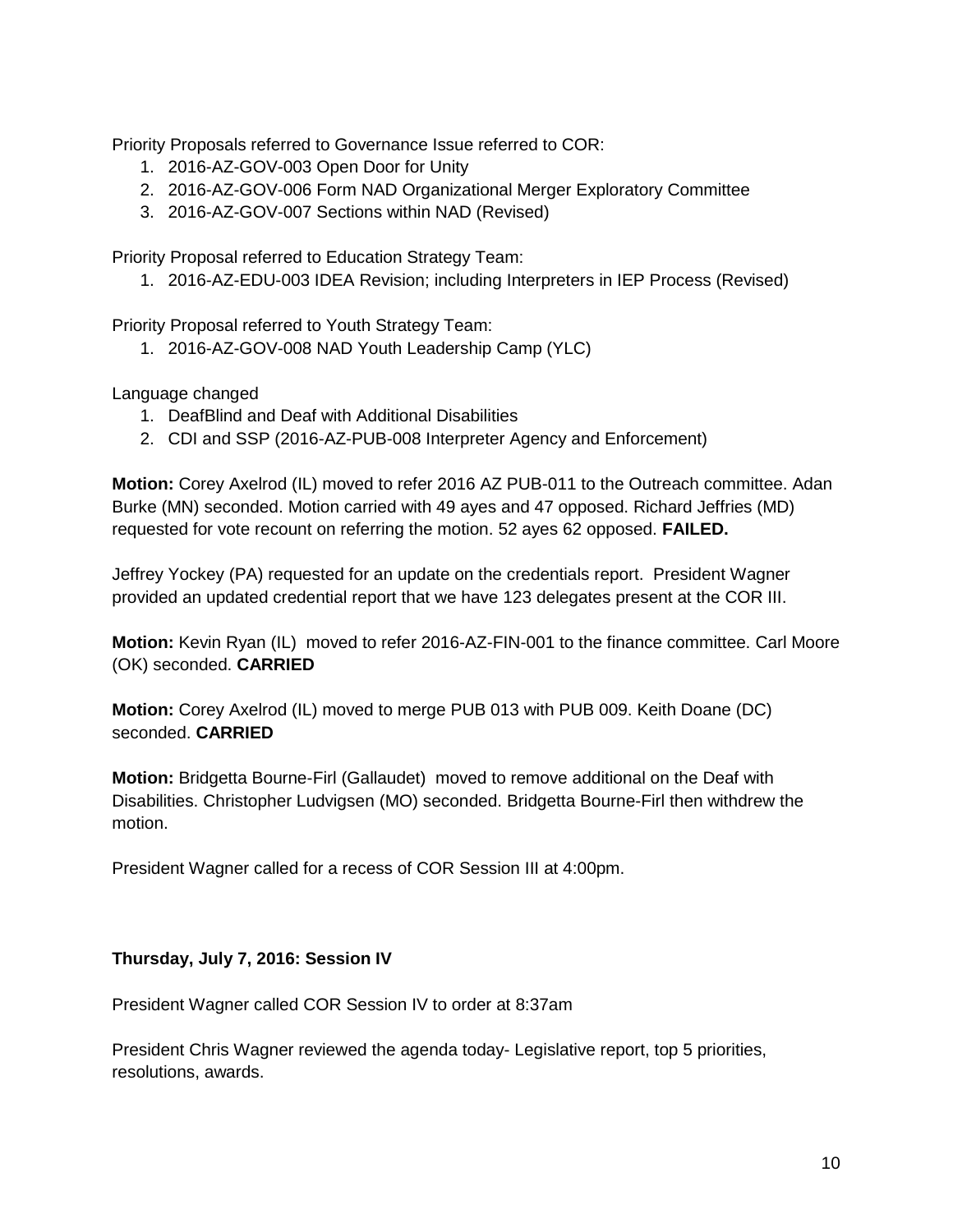Priority Proposals referred to Governance Issue referred to COR:

1. 2016-AZ-GOV-003 Open Door for Unity
2. 2016-AZ-GOV-006 Form NAD Organizational Merger Exploratory Committee
3. 2016-AZ-GOV-007 Sections within NAD (Revised)

Priority Proposal referred to Education Strategy Team:

1. 2016-AZ-EDU-003 IDEA Revision; including Interpreters in IEP Process (Revised)

Priority Proposal referred to Youth Strategy Team:

1. 2016-AZ-GOV-008 NAD Youth Leadership Camp (YLC)

Language changed

1. DeafBlind and Deaf with Additional Disabilities
2. CDI and SSP (2016-AZ-PUB-008 Interpreter Agency and Enforcement)

**Motion:** Corey Axelrod (IL) moved to refer 2016 AZ PUB-011 to the Outreach committee. Adan Burke (MN) seconded. Motion carried with 49 ayes and 47 opposed. Richard Jeffries (MD) requested for vote recount on referring the motion. 52 ayes 62 opposed. **FAILED.**

Jeffrey Yockey (PA) requested for an update on the credentials report. President Wagner provided an updated credential report that we have 123 delegates present at the COR III.

**Motion:** Kevin Ryan (IL) moved to refer 2016-AZ-FIN-001 to the finance committee. Carl Moore (OK) seconded. **CARRIED**

**Motion:** Corey Axelrod (IL) moved to merge PUB 013 with PUB 009. Keith Doane (DC) seconded. **CARRIED**

**Motion:** Bridgetta Bourne-Firl (Gallaudet) moved to remove additional on the Deaf with Disabilities. Christopher Ludvigsen (MO) seconded. Bridgetta Bourne-Firl then withdrew the motion.

President Wagner called for a recess of COR Session III at 4:00pm.

**Thursday, July 7, 2016: Session IV**

President Wagner called COR Session IV to order at 8:37am

President Chris Wagner reviewed the agenda today- Legislative report, top 5 priorities, resolutions, awards.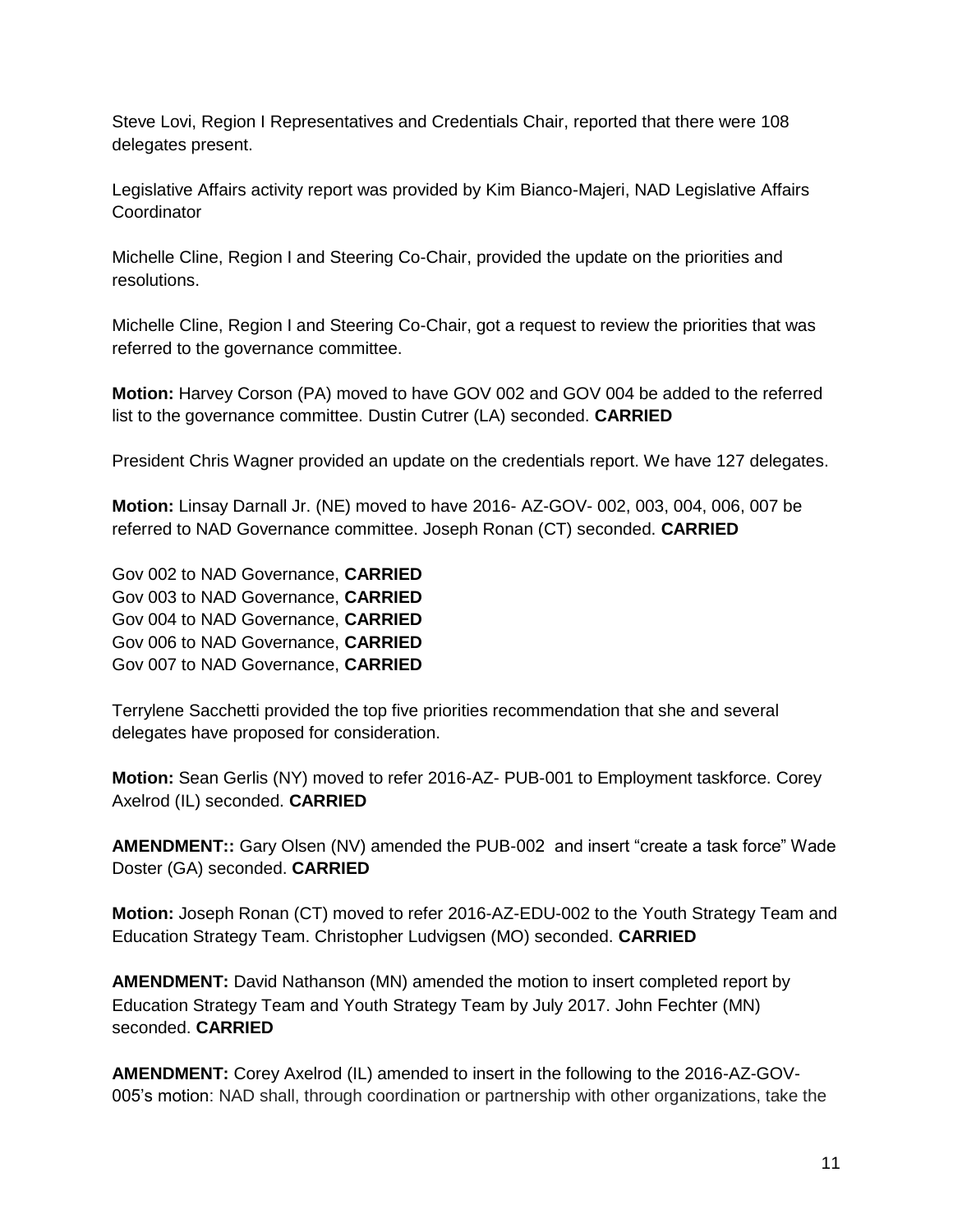Steve Lovi, Region I Representatives and Credentials Chair, reported that there were 108 delegates present.

Legislative Affairs activity report was provided by Kim Bianco-Majeri, NAD Legislative Affairs Coordinator

Michelle Cline, Region I and Steering Co-Chair, provided the update on the priorities and resolutions.

Michelle Cline, Region I and Steering Co-Chair, got a request to review the priorities that was referred to the governance committee.

**Motion:** Harvey Corson (PA) moved to have GOV 002 and GOV 004 be added to the referred list to the governance committee. Dustin Cutrer (LA) seconded. **CARRIED**

President Chris Wagner provided an update on the credentials report. We have 127 delegates.

**Motion:** Linsay Darnall Jr. (NE) moved to have 2016- AZ-GOV- 002, 003, 004, 006, 007 be referred to NAD Governance committee. Joseph Ronan (CT) seconded. **CARRIED**

Gov 002 to NAD Governance, **CARRIED**
Gov 003 to NAD Governance, **CARRIED**
Gov 004 to NAD Governance, **CARRIED**
Gov 006 to NAD Governance, **CARRIED**
Gov 007 to NAD Governance, **CARRIED**

Terrylene Sacchetti provided the top five priorities recommendation that she and several delegates have proposed for consideration.

**Motion:** Sean Gerlis (NY) moved to refer 2016-AZ- PUB-001 to Employment taskforce. Corey Axelrod (IL) seconded. **CARRIED**

**AMENDMENT::** Gary Olsen (NV) amended the PUB-002 and insert "create a task force" Wade Doster (GA) seconded. **CARRIED**

**Motion:** Joseph Ronan (CT) moved to refer 2016-AZ-EDU-002 to the Youth Strategy Team and Education Strategy Team. Christopher Ludvigsen (MO) seconded. **CARRIED**

**AMENDMENT:** David Nathanson (MN) amended the motion to insert completed report by Education Strategy Team and Youth Strategy Team by July 2017. John Fechter (MN) seconded. **CARRIED**

**AMENDMENT:** Corey Axelrod (IL) amended to insert in the following to the 2016-AZ-GOV-005's motion: NAD shall, through coordination or partnership with other organizations, take the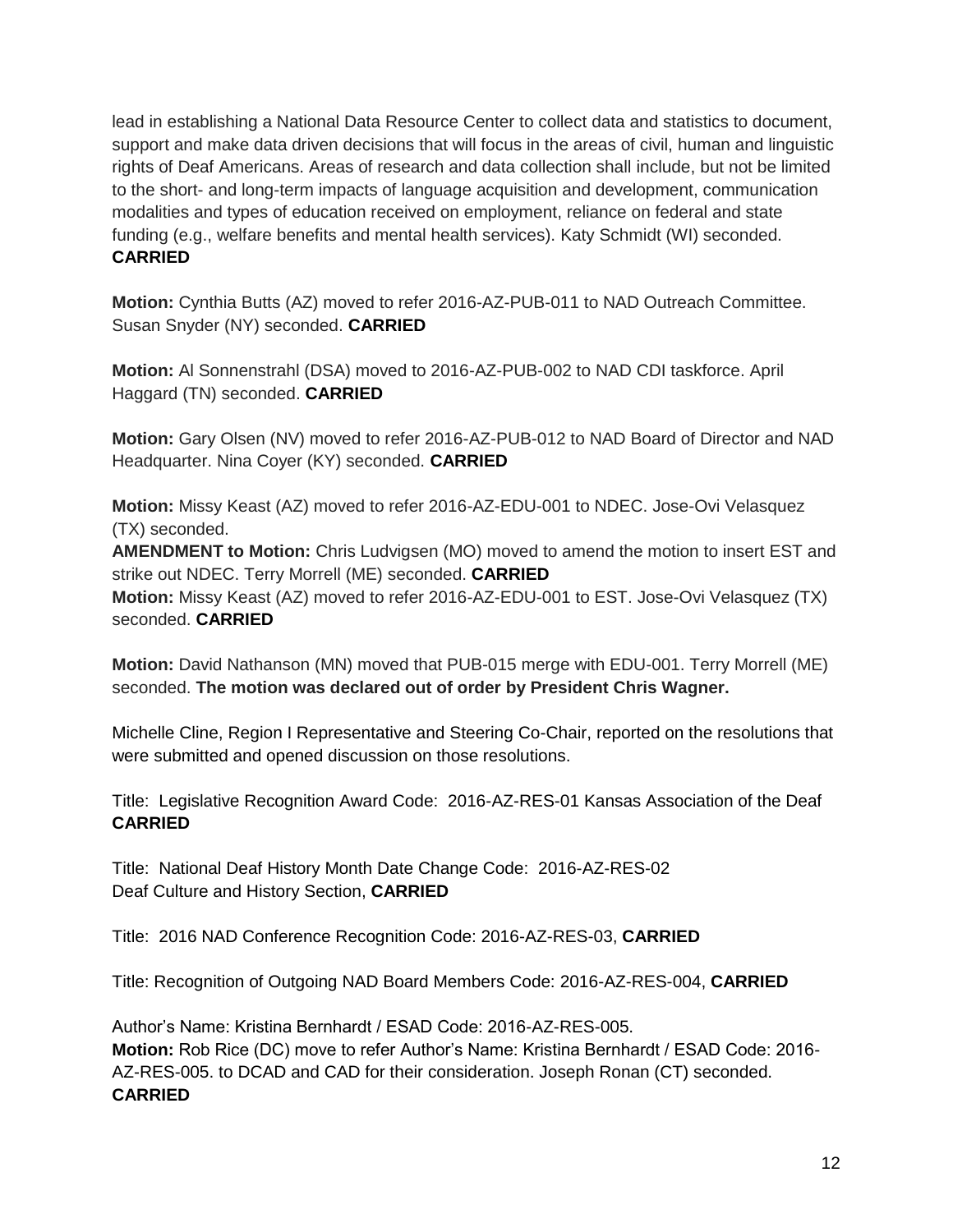lead in establishing a National Data Resource Center to collect data and statistics to document, support and make data driven decisions that will focus in the areas of civil, human and linguistic rights of Deaf Americans. Areas of research and data collection shall include, but not be limited to the short- and long-term impacts of language acquisition and development, communication modalities and types of education received on employment, reliance on federal and state funding (e.g., welfare benefits and mental health services). Katy Schmidt (WI) seconded. **CARRIED**

**Motion:** Cynthia Butts (AZ) moved to refer 2016-AZ-PUB-011 to NAD Outreach Committee. Susan Snyder (NY) seconded. **CARRIED**

**Motion:** Al Sonnenstrahl (DSA) moved to 2016-AZ-PUB-002 to NAD CDI taskforce. April Haggard (TN) seconded. **CARRIED**

**Motion:** Gary Olsen (NV) moved to refer 2016-AZ-PUB-012 to NAD Board of Director and NAD Headquarter. Nina Coyer (KY) seconded. **CARRIED**

**Motion:** Missy Keast (AZ) moved to refer 2016-AZ-EDU-001 to NDEC. Jose-Ovi Velasquez (TX) seconded.
**AMENDMENT to Motion:** Chris Ludvigsen (MO) moved to amend the motion to insert EST and strike out NDEC. Terry Morrell (ME) seconded. **CARRIED**
**Motion:** Missy Keast (AZ) moved to refer 2016-AZ-EDU-001 to EST. Jose-Ovi Velasquez (TX) seconded. **CARRIED**

**Motion:** David Nathanson (MN) moved that PUB-015 merge with EDU-001. Terry Morrell (ME) seconded. **The motion was declared out of order by President Chris Wagner.**

Michelle Cline, Region I Representative and Steering Co-Chair, reported on the resolutions that were submitted and opened discussion on those resolutions.

Title: Legislative Recognition Award Code: 2016-AZ-RES-01 Kansas Association of the Deaf **CARRIED**

Title: National Deaf History Month Date Change Code: 2016-AZ-RES-02
Deaf Culture and History Section, **CARRIED**

Title: 2016 NAD Conference Recognition Code: 2016-AZ-RES-03, **CARRIED**

Title: Recognition of Outgoing NAD Board Members Code: 2016-AZ-RES-004, **CARRIED**

Author's Name: Kristina Bernhardt / ESAD Code: 2016-AZ-RES-005.
**Motion:** Rob Rice (DC) move to refer Author's Name: Kristina Bernhardt / ESAD Code: 2016-AZ-RES-005. to DCAD and CAD for their consideration. Joseph Ronan (CT) seconded. **CARRIED**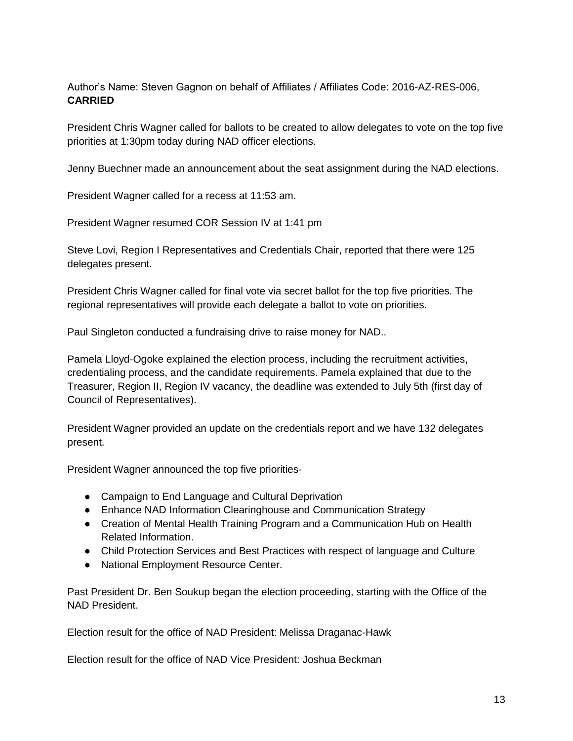Author's Name: Steven Gagnon on behalf of Affiliates / Affiliates Code: 2016-AZ-RES-006, **CARRIED**

President Chris Wagner called for ballots to be created to allow delegates to vote on the top five priorities at 1:30pm today during NAD officer elections.

Jenny Buechner made an announcement about the seat assignment during the NAD elections.

President Wagner called for a recess at 11:53 am.

President Wagner resumed COR Session IV at 1:41 pm

Steve Lovi, Region I Representatives and Credentials Chair, reported that there were 125 delegates present.

President Chris Wagner called for final vote via secret ballot for the top five priorities. The regional representatives will provide each delegate a ballot to vote on priorities.

Paul Singleton conducted a fundraising drive to raise money for NAD..

Pamela Lloyd-Ogoke explained the election process, including the recruitment activities, credentialing process, and the candidate requirements. Pamela explained that due to the Treasurer, Region II, Region IV vacancy, the deadline was extended to July 5th (first day of Council of Representatives).

President Wagner provided an update on the credentials report and we have 132 delegates present.

President Wagner announced the top five priorities-

- Campaign to End Language and Cultural Deprivation
- Enhance NAD Information Clearinghouse and Communication Strategy
- Creation of Mental Health Training Program and a Communication Hub on Health Related Information.
- Child Protection Services and Best Practices with respect of language and Culture
- National Employment Resource Center.

Past President Dr. Ben Soukup began the election proceeding, starting with the Office of the NAD President.

Election result for the office of NAD President: Melissa Draganac-Hawk

Election result for the office of NAD Vice President: Joshua Beckman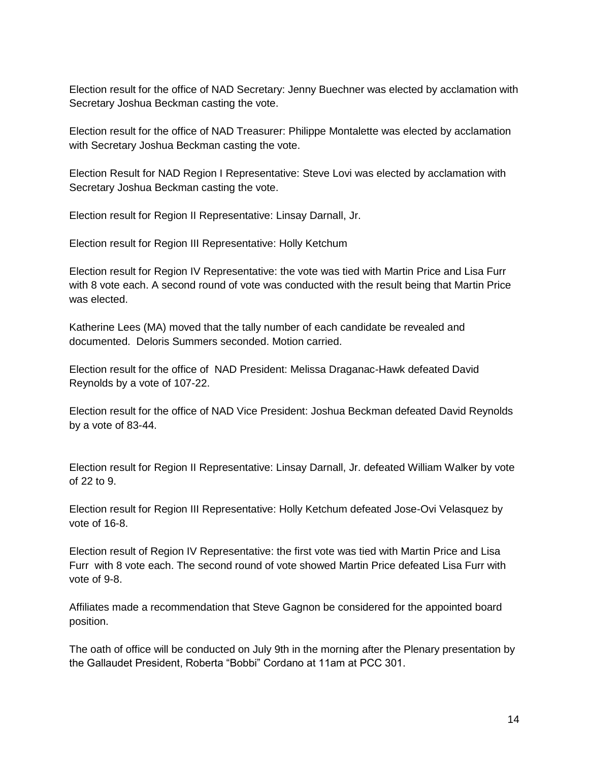Election result for the office of NAD Secretary: Jenny Buechner was elected by acclamation with Secretary Joshua Beckman casting the vote.

Election result for the office of NAD Treasurer: Philippe Montalette was elected by acclamation with Secretary Joshua Beckman casting the vote.

Election Result for NAD Region I Representative: Steve Lovi was elected by acclamation with Secretary Joshua Beckman casting the vote.

Election result for Region II Representative: Linsay Darnall, Jr.

Election result for Region III Representative: Holly Ketchum

Election result for Region IV Representative: the vote was tied with Martin Price and Lisa Furr with 8 vote each. A second round of vote was conducted with the result being that Martin Price was elected.

Katherine Lees (MA) moved that the tally number of each candidate be revealed and documented. Deloris Summers seconded. Motion carried.

Election result for the office of NAD President: Melissa Draganac-Hawk defeated David Reynolds by a vote of 107-22.

Election result for the office of NAD Vice President: Joshua Beckman defeated David Reynolds by a vote of 83-44.

Election result for Region II Representative: Linsay Darnall, Jr. defeated William Walker by vote of 22 to 9.

Election result for Region III Representative: Holly Ketchum defeated Jose-Ovi Velasquez by vote of 16-8.

Election result of Region IV Representative: the first vote was tied with Martin Price and Lisa Furr with 8 vote each. The second round of vote showed Martin Price defeated Lisa Furr with vote of 9-8.

Affiliates made a recommendation that Steve Gagnon be considered for the appointed board position.

The oath of office will be conducted on July 9th in the morning after the Plenary presentation by the Gallaudet President, Roberta "Bobbi" Cordano at 11am at PCC 301.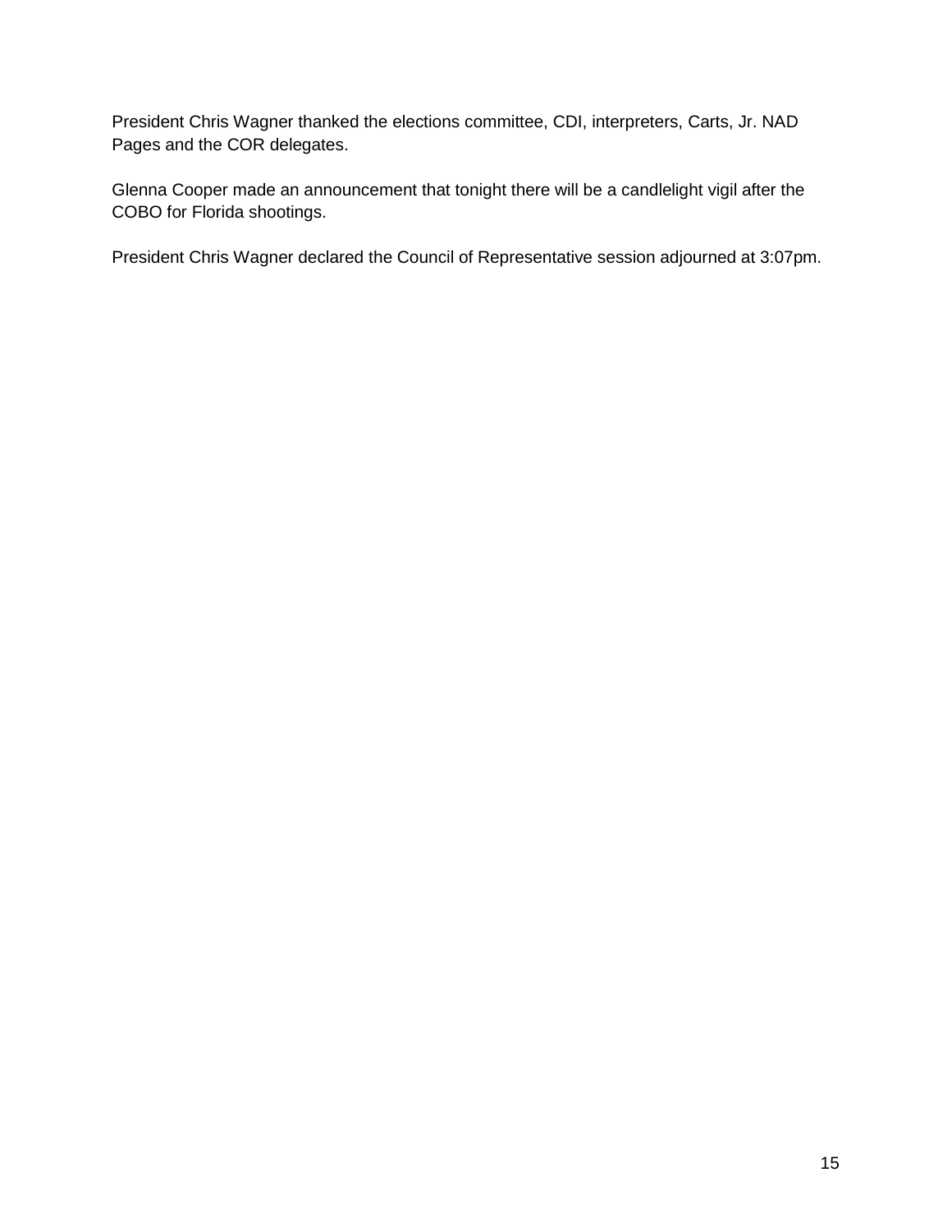President Chris Wagner thanked the elections committee, CDI, interpreters, Carts, Jr. NAD Pages and the COR delegates.

Glenna Cooper made an announcement that tonight there will be a candlelight vigil after the COBO for Florida shootings.

President Chris Wagner declared the Council of Representative session adjourned at 3:07pm.